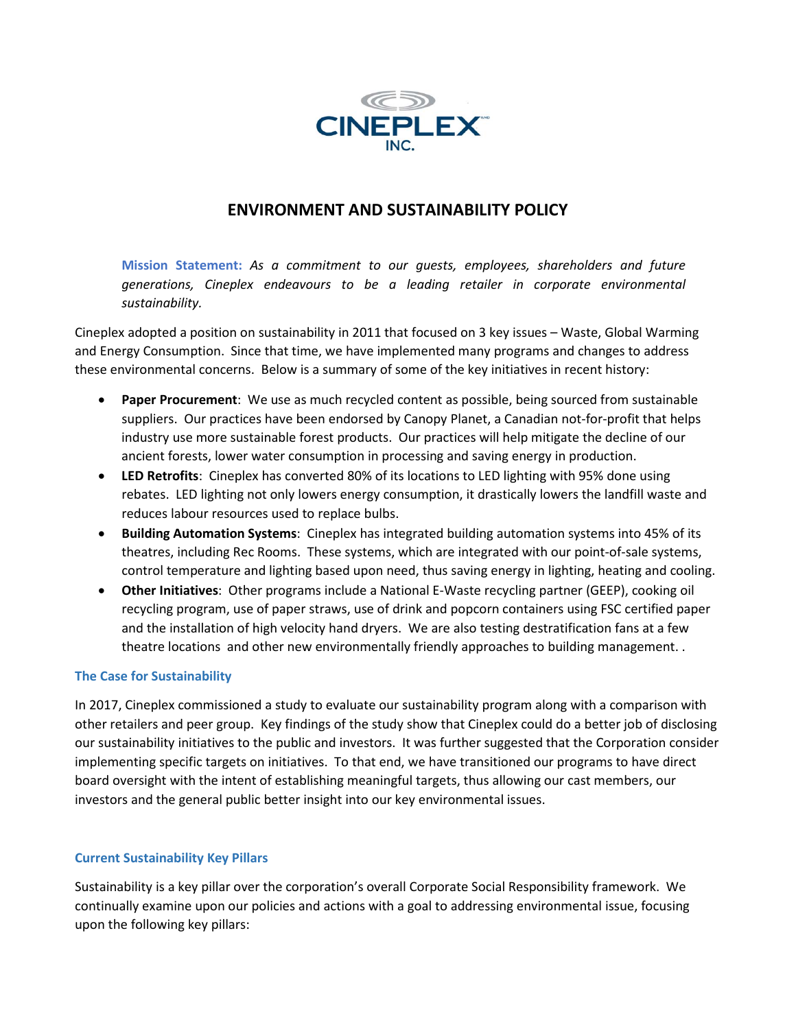# ENVIRONMENT AND SUSTAINABILITY POLICY

**Mission Statement:** *As a commitment to our guests, employees, shareholders and future generations, Cineplex endeavours to be a leading retailer in corporate environmental sustainability.*

Cineplex adopted a position on sustainability in 2011 that focused on 3 key issues – Waste, Global Warming and Energy Consumption. Since that time, we have implemented many programs and changes to address these environmental concerns. Below is a summary of some of the key initiatives in recent history:

- **Paper Procurement**: We use as much recycled content as possible, being sourced from sustainable suppliers. Our practices have been endorsed by Canopy Planet, a Canadian not-for-profit that helps industry use more sustainable forest products. Our practices will help mitigate the decline of our ancient forests, lower water consumption in processing and saving energy in production.
- **LED Retrofits**: Cineplex has converted 80% of its locations to LED lighting with 95% done using rebates. LED lighting not only lowers energy consumption, it drastically lowers the landfill waste and reduces labour resources used to replace bulbs.
- **Building Automation Systems**: Cineplex has integrated building automation systems into 45% of its theatres, including Rec Rooms. These systems, which are integrated with our point-of-sale systems, control temperature and lighting based upon need, thus saving energy in lighting, heating and cooling.
- **Other Initiatives**: Other programs include a National E-Waste recycling partner (GEEP), cooking oil recycling program, use of paper straws, use of drink and popcorn containers using FSC certified paper and the installation of high velocity hand dryers. We are also testing destratification fans at a few theatre locations and other new environmentally friendly approaches to building management. .

## The Case for Sustainability

In 2017, Cineplex commissioned a study to evaluate our sustainability program along with a comparison with other retailers and peer group. Key findings of the study show that Cineplex could do a better job of disclosing our sustainability initiatives to the public and investors. It was further suggested that the Corporation consider implementing specific targets on initiatives. To that end, we have transitioned our programs to have direct board oversight with the intent of establishing meaningful targets, thus allowing our cast members, our investors and the general public better insight into our key environmental issues.

## Current Sustainability Key Pillars

Sustainability is a key pillar over the corporation's overall Corporate Social Responsibility framework. We continually examine upon our policies and actions with a goal to addressing environmental issue, focusing upon the following key pillars: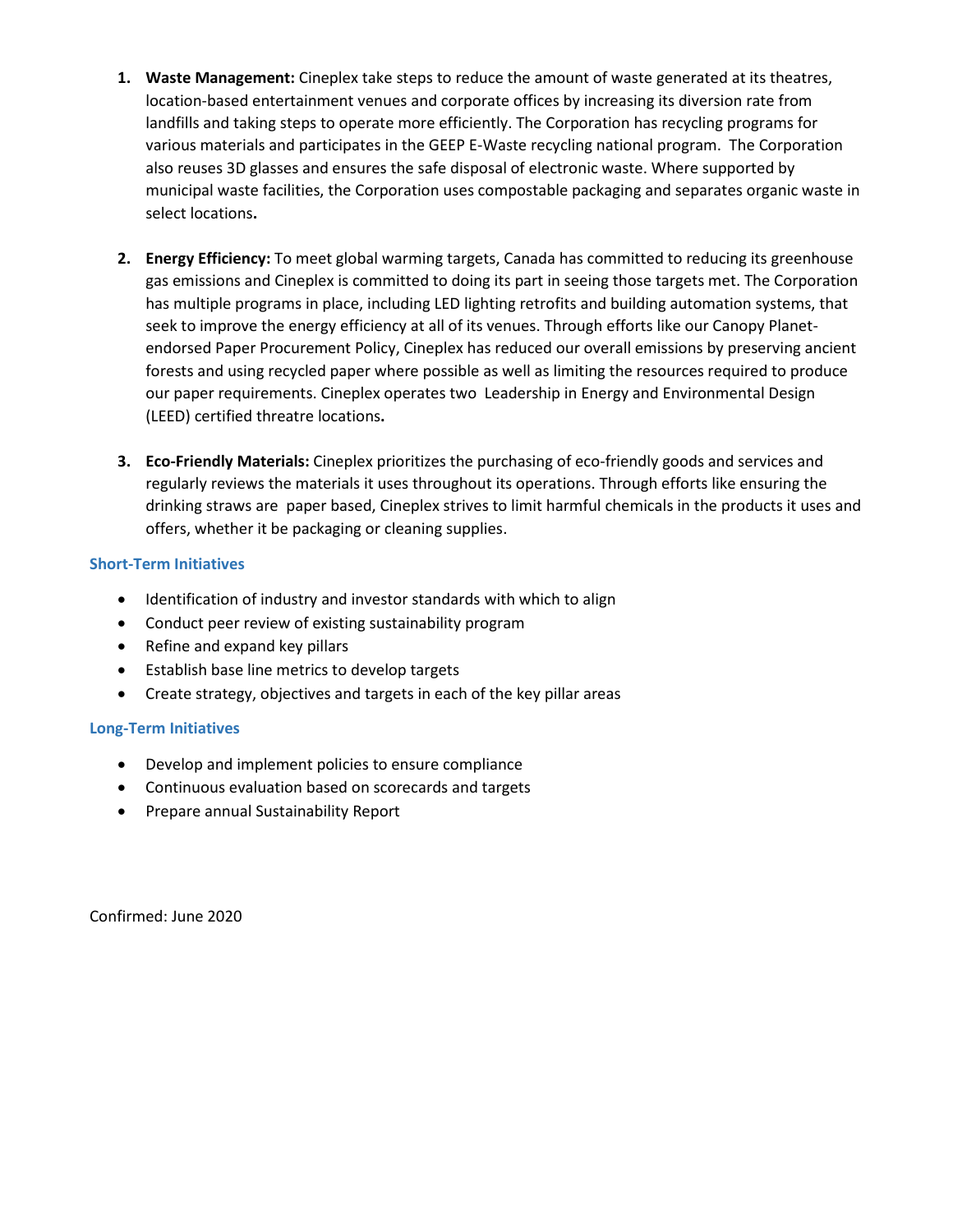1. **Waste Management:** Cineplex take steps to reduce the amount of waste generated at its theatres, location-based entertainment venues and corporate offices by increasing its diversion rate from landfills and taking steps to operate more efficiently. The Corporation has recycling programs for various materials and participates in the GEEP E-Waste recycling national program. The Corporation also reuses 3D glasses and ensures the safe disposal of electronic waste. Where supported by municipal waste facilities, the Corporation uses compostable packaging and separates organic waste in select locations**.**

2. **Energy Efficiency:** To meet global warming targets, Canada has committed to reducing its greenhouse gas emissions and Cineplex is committed to doing its part in seeing those targets met. The Corporation has multiple programs in place, including LED lighting retrofits and building automation systems, that seek to improve the energy efficiency at all of its venues. Through efforts like our Canopy Planet-endorsed Paper Procurement Policy, Cineplex has reduced our overall emissions by preserving ancient forests and using recycled paper where possible as well as limiting the resources required to produce our paper requirements. Cineplex operates two Leadership in Energy and Environmental Design (LEED) certified threatre locations**.**

3. **Eco-Friendly Materials:** Cineplex prioritizes the purchasing of eco-friendly goods and services and regularly reviews the materials it uses throughout its operations. Through efforts like ensuring the drinking straws are paper based, Cineplex strives to limit harmful chemicals in the products it uses and offers, whether it be packaging or cleaning supplies.

### Short-Term Initiatives

- Identification of industry and investor standards with which to align
- Conduct peer review of existing sustainability program
- Refine and expand key pillars
- Establish base line metrics to develop targets
- Create strategy, objectives and targets in each of the key pillar areas

### Long-Term Initiatives

- Develop and implement policies to ensure compliance
- Continuous evaluation based on scorecards and targets
- Prepare annual Sustainability Report

Confirmed: June 2020